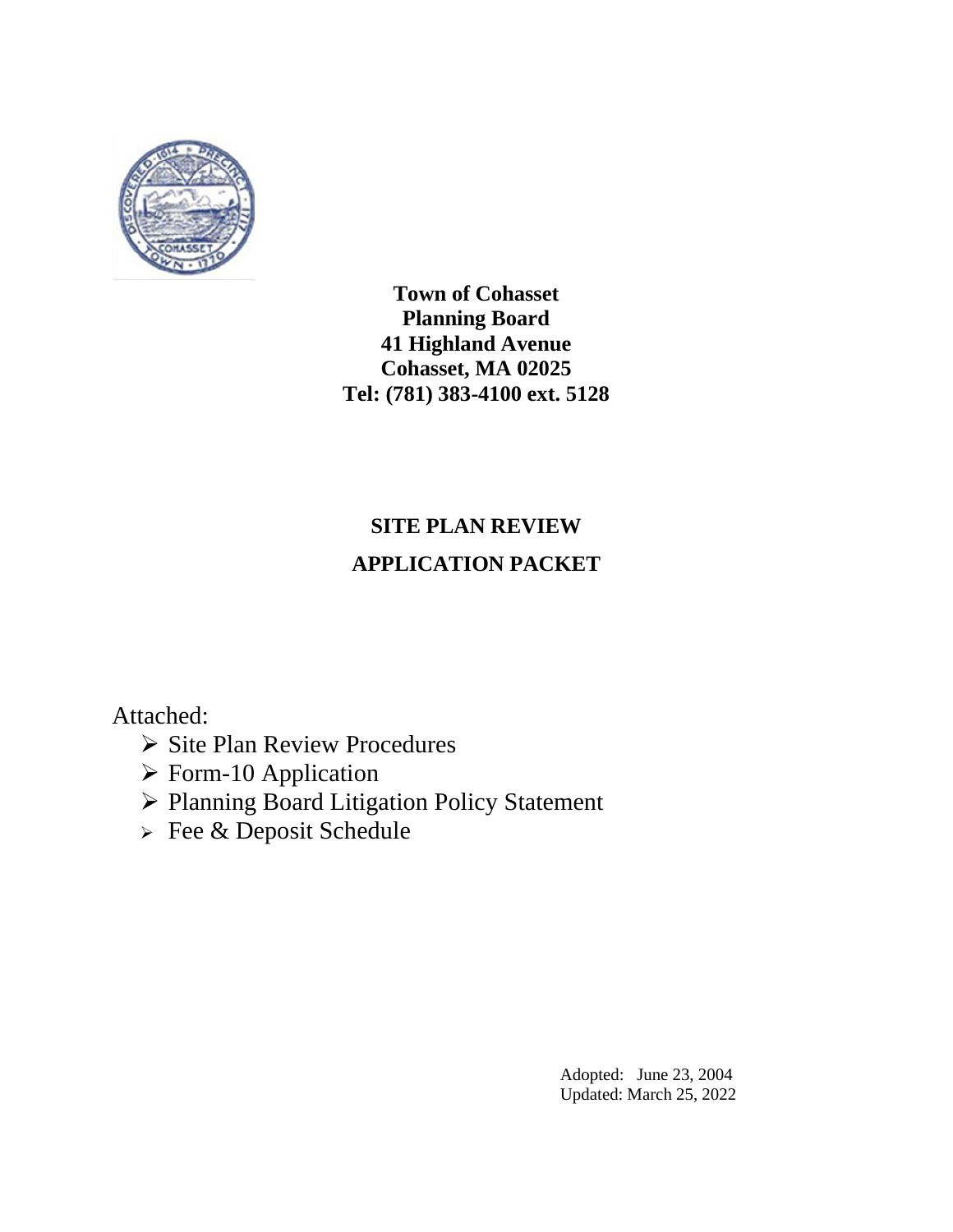**Town of Cohasset**
**Planning Board**
**41 Highland Avenue**
**Cohasset, MA 02025**
**Tel: (781) 383-4100 ext. 5128**

# SITE PLAN REVIEW

# APPLICATION PACKET

Attached:

- Site Plan Review Procedures
- Form-10 Application
- Planning Board Litigation Policy Statement
- Fee & Deposit Schedule

Adopted: June 23, 2004
Updated: March 25, 2022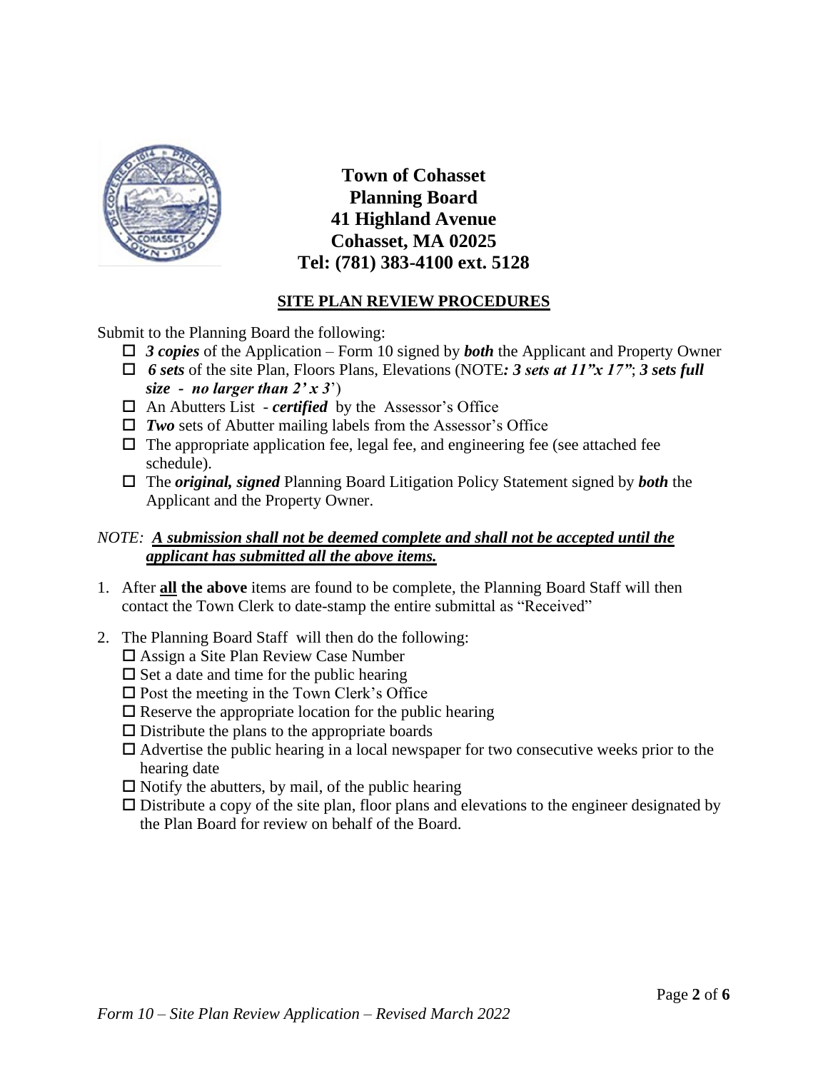**Town of Cohasset**
**Planning Board**
**41 Highland Avenue**
**Cohasset, MA 02025**
**Tel: (781) 383-4100 ext. 5128**

## SITE PLAN REVIEW PROCEDURES

Submit to the Planning Board the following:

- ☐ ***3 copies*** of the Application – Form 10 signed by ***both*** the Applicant and Property Owner
- ☐ ***6 sets*** of the site Plan, Floors Plans, Elevations (NOTE***: 3 sets at 11"x 17"***; ***3 sets full size - no larger than 2' x 3'***)
- ☐ An Abutters List - ***certified*** by the Assessor's Office
- ☐ ***Two*** sets of Abutter mailing labels from the Assessor's Office
- ☐ The appropriate application fee, legal fee, and engineering fee (see attached fee schedule).
- ☐ The ***original, signed*** Planning Board Litigation Policy Statement signed by ***both*** the Applicant and the Property Owner.

*NOTE:* ***A submission shall not be deemed complete and shall not be accepted until the applicant has submitted all the above items.***

1. After **all the above** items are found to be complete, the Planning Board Staff will then contact the Town Clerk to date-stamp the entire submittal as "Received"

2. The Planning Board Staff will then do the following:
   - ☐ Assign a Site Plan Review Case Number
   - ☐ Set a date and time for the public hearing
   - ☐ Post the meeting in the Town Clerk's Office
   - ☐ Reserve the appropriate location for the public hearing
   - ☐ Distribute the plans to the appropriate boards
   - ☐ Advertise the public hearing in a local newspaper for two consecutive weeks prior to the hearing date
   - ☐ Notify the abutters, by mail, of the public hearing
   - ☐ Distribute a copy of the site plan, floor plans and elevations to the engineer designated by the Plan Board for review on behalf of the Board.

*Form 10 – Site Plan Review Application – Revised March 2022*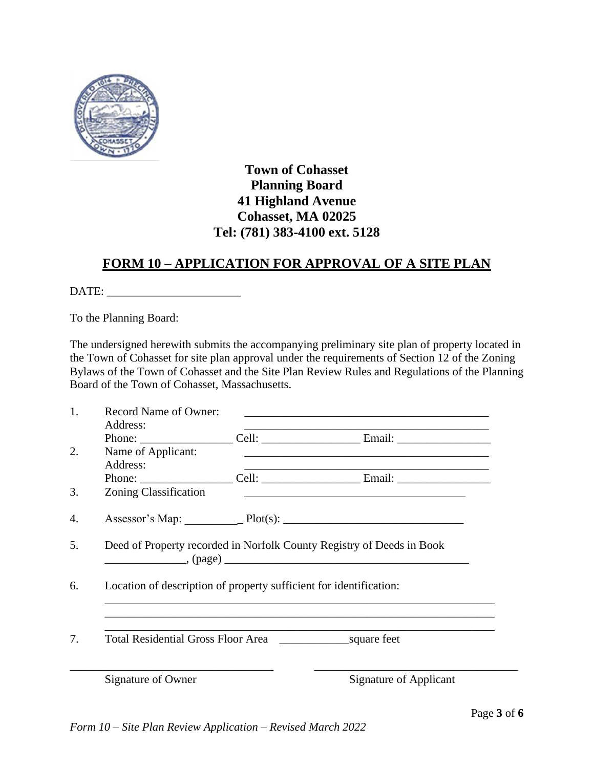**Town of Cohasset**
**Planning Board**
**41 Highland Avenue**
**Cohasset, MA 02025**
**Tel: (781) 383-4100 ext. 5128**

## FORM 10 – APPLICATION FOR APPROVAL OF A SITE PLAN

DATE: _______________________

To the Planning Board:

The undersigned herewith submits the accompanying preliminary site plan of property located in the Town of Cohasset for site plan approval under the requirements of Section 12 of the Zoning Bylaws of the Town of Cohasset and the Site Plan Review Rules and Regulations of the Planning Board of the Town of Cohasset, Massachusetts.

1. Record Name of Owner: ____________________________________________
   Address: ____________________________________________
   Phone: ________________ Cell: _________________ Email: ________________
2. Name of Applicant: ____________________________________________
   Address: ____________________________________________
   Phone: ________________ Cell: _________________ Email: ________________
3. Zoning Classification _______________________________________
4. Assessor's Map: __________ Plot(s): _______________________________
5. Deed of Property recorded in Norfolk County Registry of Deeds in Book ______________, (page) __________________________________________
6. Location of description of property sufficient for identification:
   ______________________________________________________________________
   ______________________________________________________________________
   ______________________________________________________________________
7. Total Residential Gross Floor Area ____________square feet

____________________________________ ____________________________________
Signature of Owner Signature of Applicant

*Form 10 – Site Plan Review Application – Revised March 2022*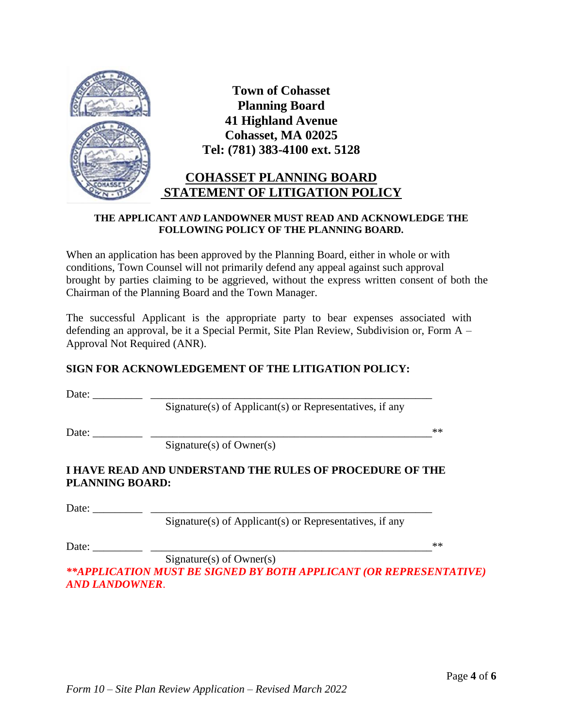**Town of Cohasset**
**Planning Board**
**41 Highland Avenue**
**Cohasset, MA 02025**
**Tel: (781) 383-4100 ext. 5128**

# COHASSET PLANNING BOARD STATEMENT OF LITIGATION POLICY

**THE APPLICANT *AND* LANDOWNER MUST READ AND ACKNOWLEDGE THE FOLLOWING POLICY OF THE PLANNING BOARD.**

When an application has been approved by the Planning Board, either in whole or with conditions, Town Counsel will not primarily defend any appeal against such approval brought by parties claiming to be aggrieved, without the express written consent of both the Chairman of the Planning Board and the Town Manager.

The successful Applicant is the appropriate party to bear expenses associated with defending an approval, be it a Special Permit, Site Plan Review, Subdivision or, Form A – Approval Not Required (ANR).

**SIGN FOR ACKNOWLEDGEMENT OF THE LITIGATION POLICY:**

Date: _________ _____________________________________________________
Signature(s) of Applicant(s) or Representatives, if any

Date: _________ _____________________________________________________**
Signature(s) of Owner(s)

**I HAVE READ AND UNDERSTAND THE RULES OF PROCEDURE OF THE PLANNING BOARD:**

Date: _________ _____________________________________________________
Signature(s) of Applicant(s) or Representatives, if any

Date: _________ _____________________________________________________**
Signature(s) of Owner(s)

***\*\*APPLICATION MUST BE SIGNED BY BOTH APPLICANT (OR REPRESENTATIVE) AND LANDOWNER*.**

*Form 10 – Site Plan Review Application – Revised March 2022*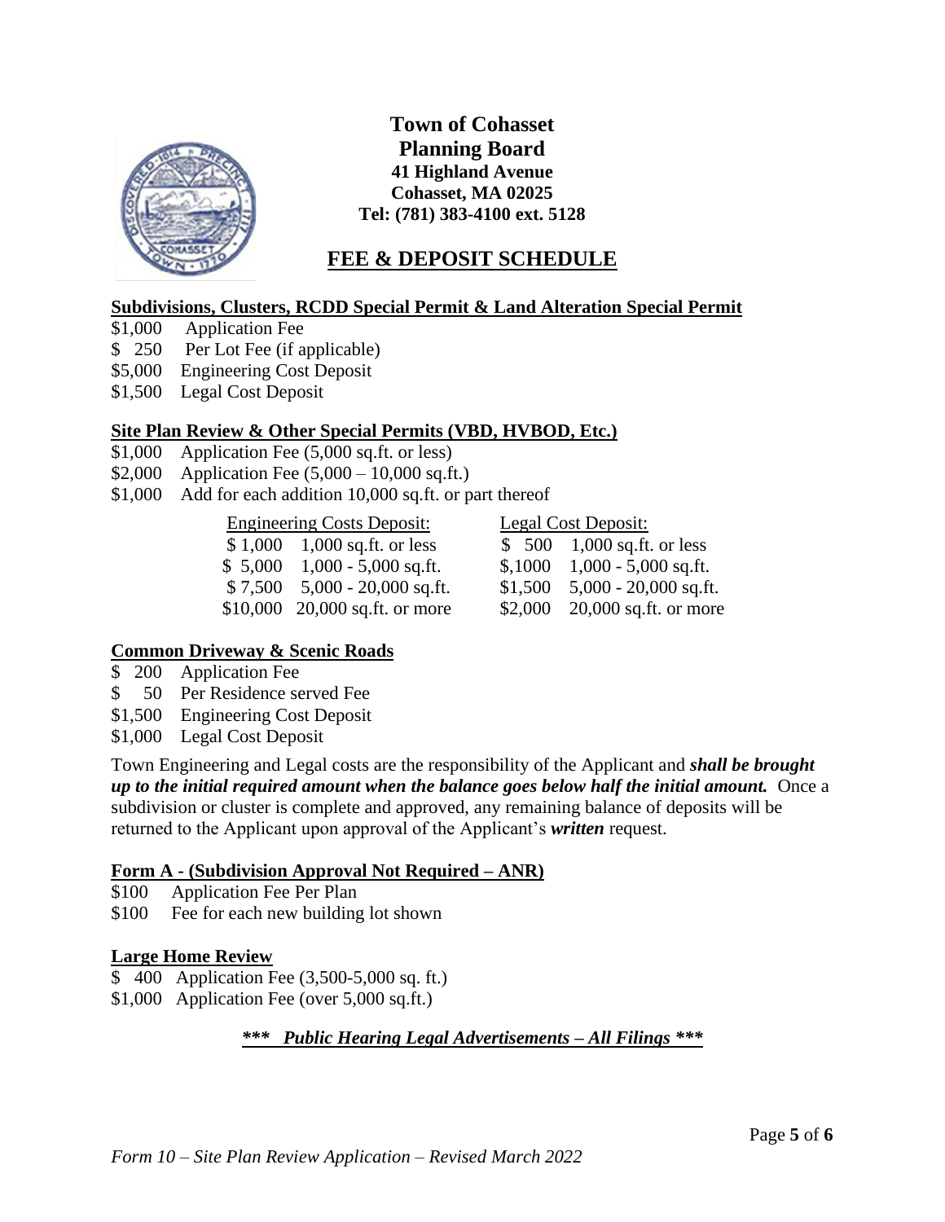**Town of Cohasset**
**Planning Board**
**41 Highland Avenue**
**Cohasset, MA 02025**
**Tel: (781) 383-4100 ext. 5128**

# FEE & DEPOSIT SCHEDULE

## Subdivisions, Clusters, RCDD Special Permit & Land Alteration Special Permit

$1,000 Application Fee
$ 250 Per Lot Fee (if applicable)
$5,000 Engineering Cost Deposit
$1,500 Legal Cost Deposit

## Site Plan Review & Other Special Permits (VBD, HVBOD, Etc.)

$1,000 Application Fee (5,000 sq.ft. or less)
$2,000 Application Fee (5,000 – 10,000 sq.ft.)
$1,000 Add for each addition 10,000 sq.ft. or part thereof

| Engineering Costs Deposit: | | Legal Cost Deposit: | |
|---|---|---|---|
| $ 1,000 | 1,000 sq.ft. or less | $ 500 | 1,000 sq.ft. or less |
| $ 5,000 | 1,000 - 5,000 sq.ft. | $,1000 | 1,000 - 5,000 sq.ft. |
| $ 7,500 | 5,000 - 20,000 sq.ft. | $1,500 | 5,000 - 20,000 sq.ft. |
| $10,000 | 20,000 sq.ft. or more | $2,000 | 20,000 sq.ft. or more |

## Common Driveway & Scenic Roads

$ 200 Application Fee
$ 50 Per Residence served Fee
$1,500 Engineering Cost Deposit
$1,000 Legal Cost Deposit

Town Engineering and Legal costs are the responsibility of the Applicant and ***shall be brought up to the initial required amount when the balance goes below half the initial amount.*** Once a subdivision or cluster is complete and approved, any remaining balance of deposits will be returned to the Applicant upon approval of the Applicant's ***written*** request.

## Form A - (Subdivision Approval Not Required – ANR)

$100 Application Fee Per Plan
$100 Fee for each new building lot shown

## Large Home Review

$ 400 Application Fee (3,500-5,000 sq. ft.)
$1,000 Application Fee (over 5,000 sq.ft.)

***\*\*\* Public Hearing Legal Advertisements – All Filings \*\*\****

*Form 10 – Site Plan Review Application – Revised March 2022*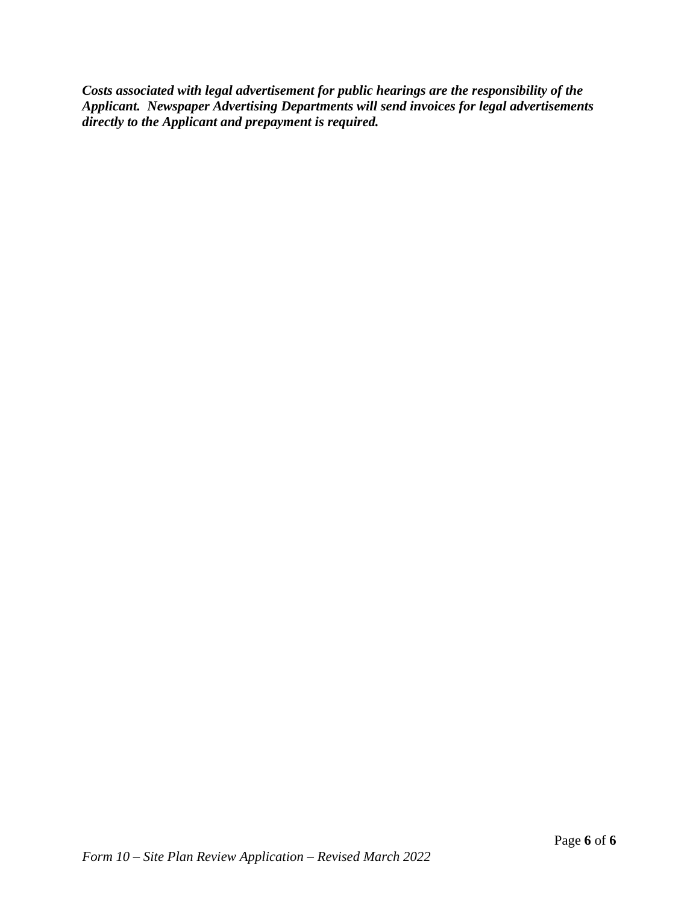***Costs associated with legal advertisement for public hearings are the responsibility of the Applicant. Newspaper Advertising Departments will send invoices for legal advertisements directly to the Applicant and prepayment is required.***